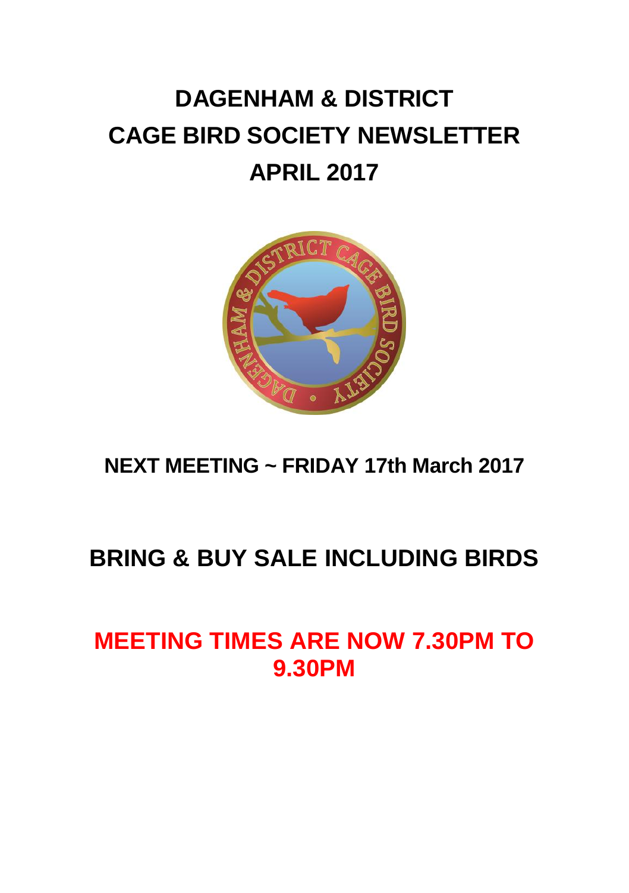# DAGENHAM & DISTRICT CAGE BIRD SOCIETY NEWSLETTER APRIL 2017

## NEXT MEETING ~ FRIDAY 17th March 2017

## BRING & BUY SALE INCLUDING BIRDS

## MEETING TIMES ARE NOW 7.30PM TO 9.30PM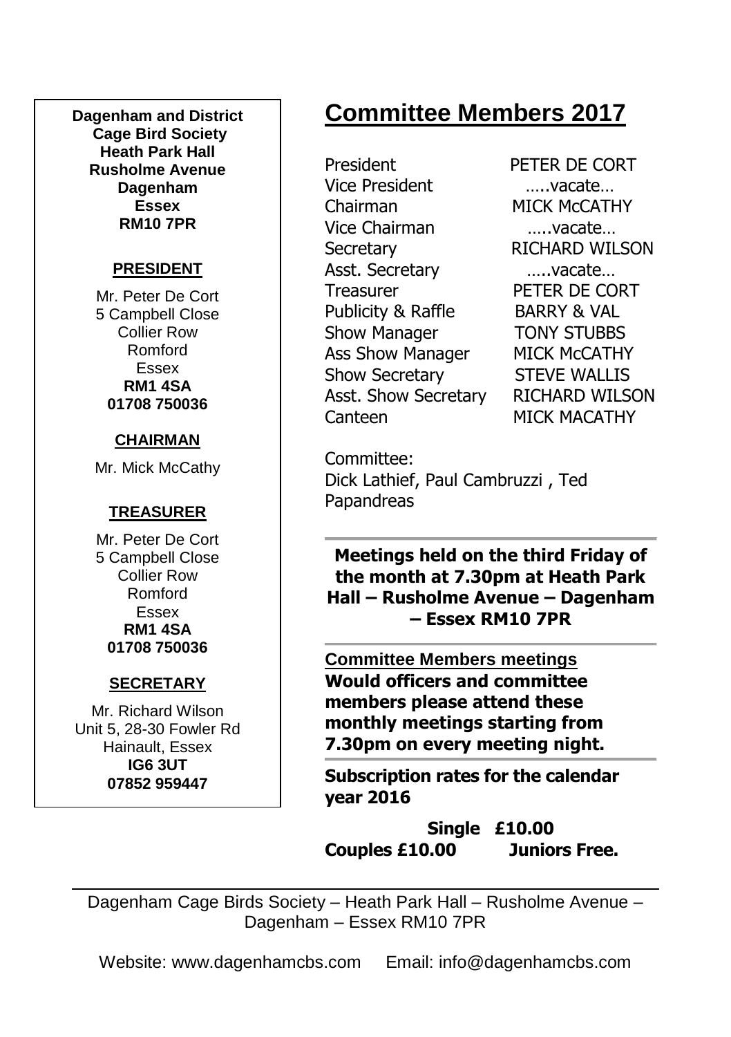**Dagenham and District Cage Bird Society**
**Heath Park Hall**
**Rusholme Avenue**
**Dagenham**
**Essex**
**RM10 7PR**

**PRESIDENT**

Mr. Peter De Cort
5 Campbell Close
Collier Row
Romford
Essex
**RM1 4SA**
**01708 750036**

**CHAIRMAN**

Mr. Mick McCathy

**TREASURER**

Mr. Peter De Cort
5 Campbell Close
Collier Row
Romford
Essex
**RM1 4SA**
**01708 750036**

**SECRETARY**

Mr. Richard Wilson
Unit 5, 28-30 Fowler Rd
Hainault, Essex
**IG6 3UT**
**07852 959447**

# Committee Members 2017

| | |
|---|---|
| President | PETER DE CORT |
| Vice President | …..vacate… |
| Chairman | MICK McCATHY |
| Vice Chairman | …..vacate… |
| Secretary | RICHARD WILSON |
| Asst. Secretary | …..vacate… |
| Treasurer | PETER DE CORT |
| Publicity & Raffle | BARRY & VAL |
| Show Manager | TONY STUBBS |
| Ass Show Manager | MICK McCATHY |
| Show Secretary | STEVE WALLIS |
| Asst. Show Secretary | RICHARD WILSON |
| Canteen | MICK MACATHY |

Committee:
Dick Lathief, Paul Cambruzzi , Ted Papandreas

**Meetings held on the third Friday of the month at 7.30pm at Heath Park Hall – Rusholme Avenue – Dagenham – Essex RM10 7PR**

**Committee Members meetings**
**Would officers and committee members please attend these monthly meetings starting from 7.30pm on every meeting night.**

**Subscription rates for the calendar year 2016**

**Single £10.00**
**Couples £10.00 Juniors Free.**

Dagenham Cage Birds Society – Heath Park Hall – Rusholme Avenue – Dagenham – Essex RM10 7PR

Website: www.dagenhamcbs.com Email: info@dagenhamcbs.com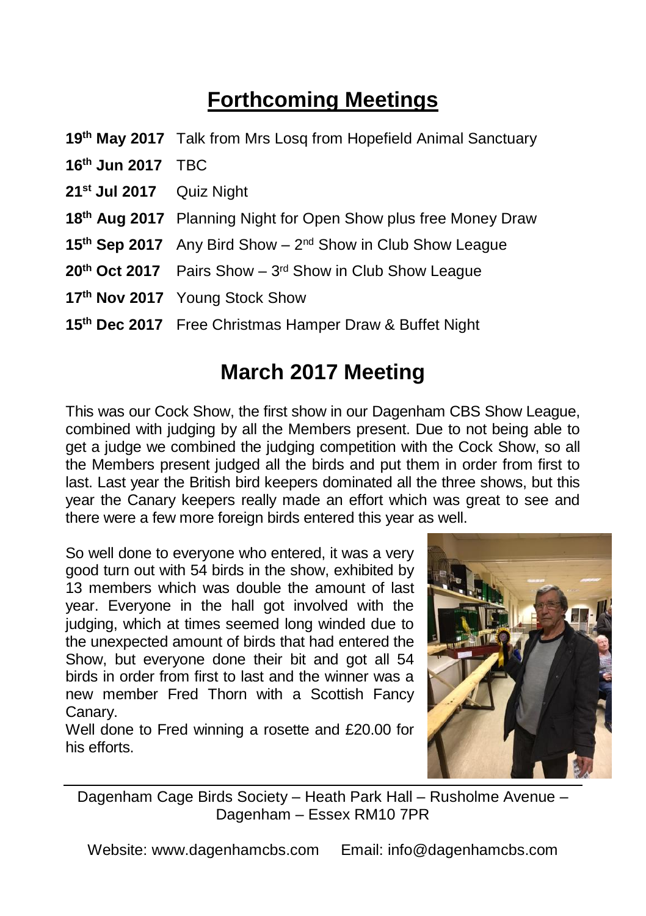## Forthcoming Meetings

**19th May 2017** Talk from Mrs Losq from Hopefield Animal Sanctuary

**16th Jun 2017** TBC

**21st Jul 2017** Quiz Night

**18th Aug 2017** Planning Night for Open Show plus free Money Draw

**15th Sep 2017** Any Bird Show – 2nd Show in Club Show League

**20th Oct 2017** Pairs Show – 3rd Show in Club Show League

**17th Nov 2017** Young Stock Show

**15th Dec 2017** Free Christmas Hamper Draw & Buffet Night

## March 2017 Meeting

This was our Cock Show, the first show in our Dagenham CBS Show League, combined with judging by all the Members present. Due to not being able to get a judge we combined the judging competition with the Cock Show, so all the Members present judged all the birds and put them in order from first to last. Last year the British bird keepers dominated all the three shows, but this year the Canary keepers really made an effort which was great to see and there were a few more foreign birds entered this year as well.

So well done to everyone who entered, it was a very good turn out with 54 birds in the show, exhibited by 13 members which was double the amount of last year. Everyone in the hall got involved with the judging, which at times seemed long winded due to the unexpected amount of birds that had entered the Show, but everyone done their bit and got all 54 birds in order from first to last and the winner was a new member Fred Thorn with a Scottish Fancy Canary.

Well done to Fred winning a rosette and £20.00 for his efforts.

Dagenham Cage Birds Society – Heath Park Hall – Rusholme Avenue – Dagenham – Essex RM10 7PR

Website: www.dagenhamcbs.com Email: info@dagenhamcbs.com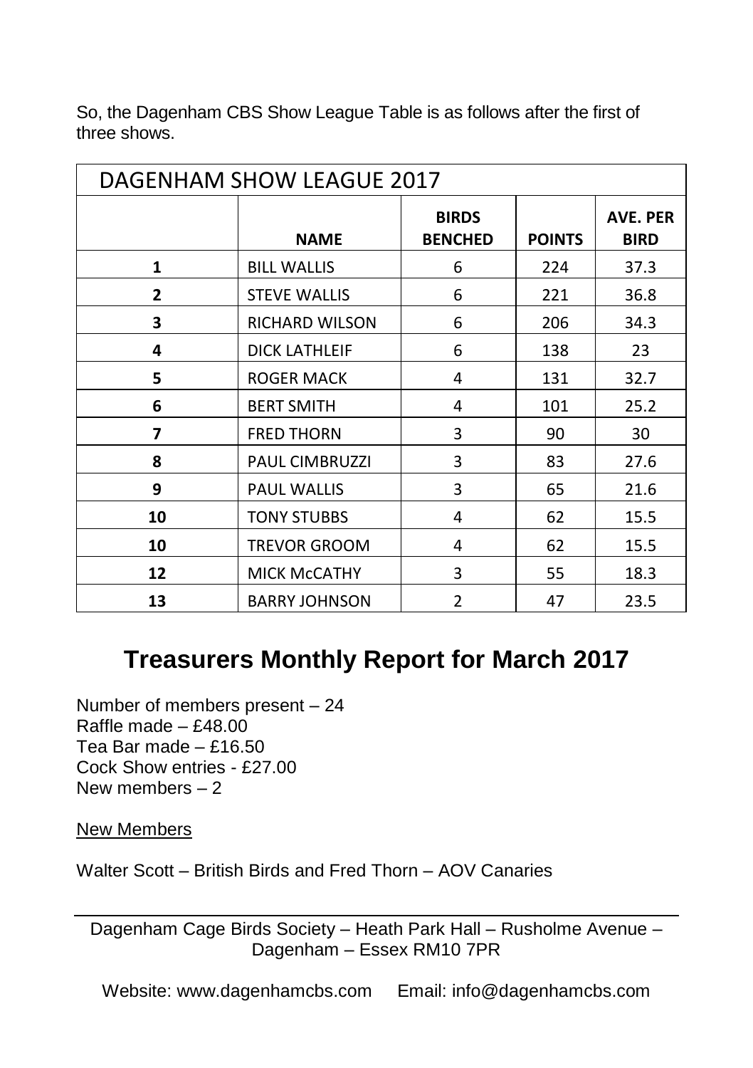So, the Dagenham CBS Show League Table is as follows after the first of three shows.

| DAGENHAM SHOW LEAGUE 2017 | | | | |
|---|---|---|---|---|
| | **NAME** | **BIRDS BENCHED** | **POINTS** | **AVE. PER BIRD** |
| **1** | BILL WALLIS | 6 | 224 | 37.3 |
| **2** | STEVE WALLIS | 6 | 221 | 36.8 |
| **3** | RICHARD WILSON | 6 | 206 | 34.3 |
| **4** | DICK LATHLEIF | 6 | 138 | 23 |
| **5** | ROGER MACK | 4 | 131 | 32.7 |
| **6** | BERT SMITH | 4 | 101 | 25.2 |
| **7** | FRED THORN | 3 | 90 | 30 |
| **8** | PAUL CIMBRUZZI | 3 | 83 | 27.6 |
| **9** | PAUL WALLIS | 3 | 65 | 21.6 |
| **10** | TONY STUBBS | 4 | 62 | 15.5 |
| **10** | TREVOR GROOM | 4 | 62 | 15.5 |
| **12** | MICK McCATHY | 3 | 55 | 18.3 |
| **13** | BARRY JOHNSON | 2 | 47 | 23.5 |

## Treasurers Monthly Report for March 2017

Number of members present – 24
Raffle made – £48.00
Tea Bar made – £16.50
Cock Show entries - £27.00
New members – 2

New Members

Walter Scott – British Birds and Fred Thorn – AOV Canaries

Dagenham Cage Birds Society – Heath Park Hall – Rusholme Avenue – Dagenham – Essex RM10 7PR

Website: www.dagenhamcbs.com Email: info@dagenhamcbs.com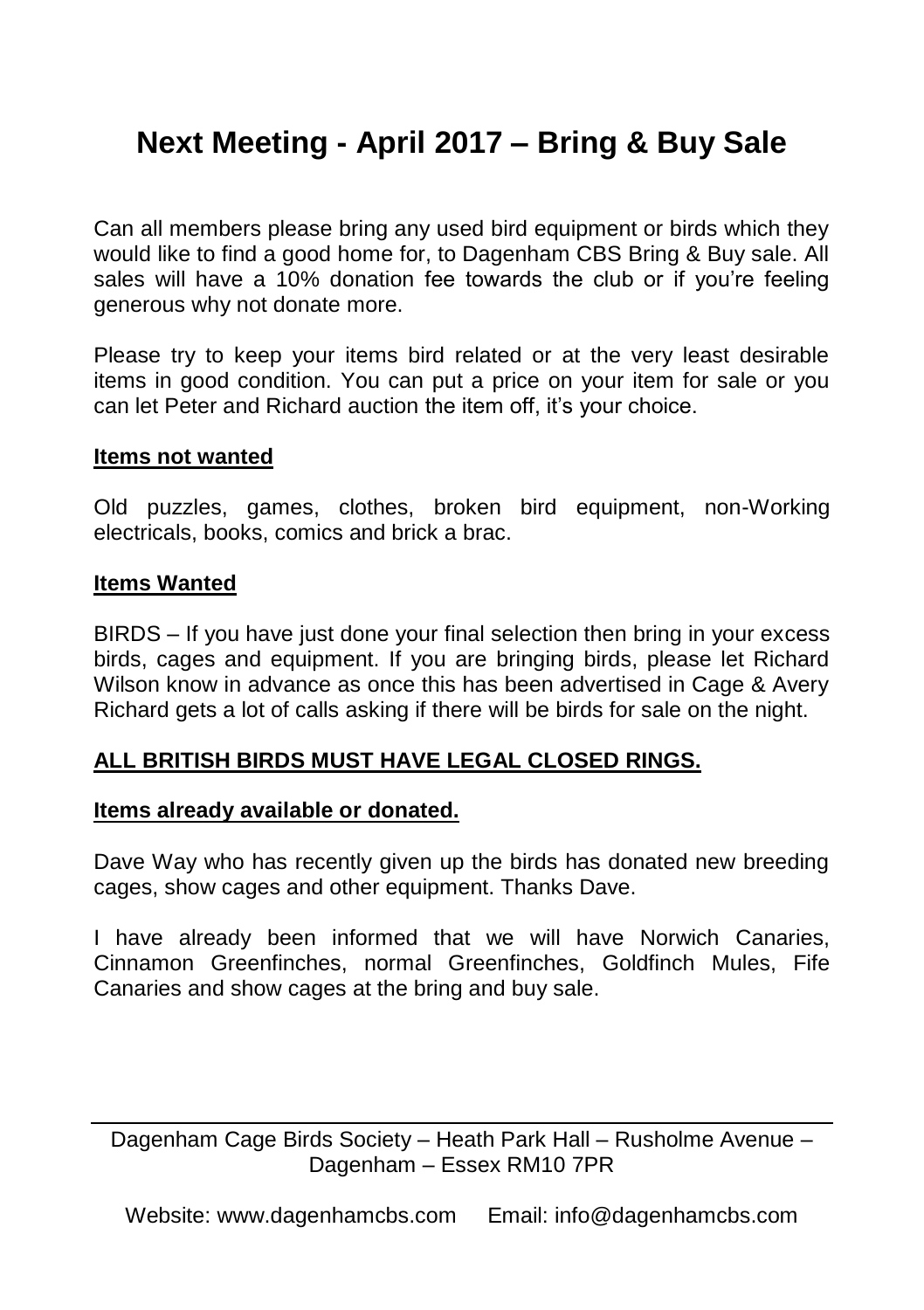# Next Meeting - April 2017 – Bring & Buy Sale

Can all members please bring any used bird equipment or birds which they would like to find a good home for, to Dagenham CBS Bring & Buy sale. All sales will have a 10% donation fee towards the club or if you're feeling generous why not donate more.

Please try to keep your items bird related or at the very least desirable items in good condition. You can put a price on your item for sale or you can let Peter and Richard auction the item off, it's your choice.

**Items not wanted**

Old puzzles, games, clothes, broken bird equipment, non-Working electricals, books, comics and brick a brac.

**Items Wanted**

BIRDS – If you have just done your final selection then bring in your excess birds, cages and equipment. If you are bringing birds, please let Richard Wilson know in advance as once this has been advertised in Cage & Avery Richard gets a lot of calls asking if there will be birds for sale on the night.

**ALL BRITISH BIRDS MUST HAVE LEGAL CLOSED RINGS.**

**Items already available or donated.**

Dave Way who has recently given up the birds has donated new breeding cages, show cages and other equipment. Thanks Dave.

I have already been informed that we will have Norwich Canaries, Cinnamon Greenfinches, normal Greenfinches, Goldfinch Mules, Fife Canaries and show cages at the bring and buy sale.

---

Dagenham Cage Birds Society – Heath Park Hall – Rusholme Avenue – Dagenham – Essex RM10 7PR

Website: www.dagenhamcbs.com Email: info@dagenhamcbs.com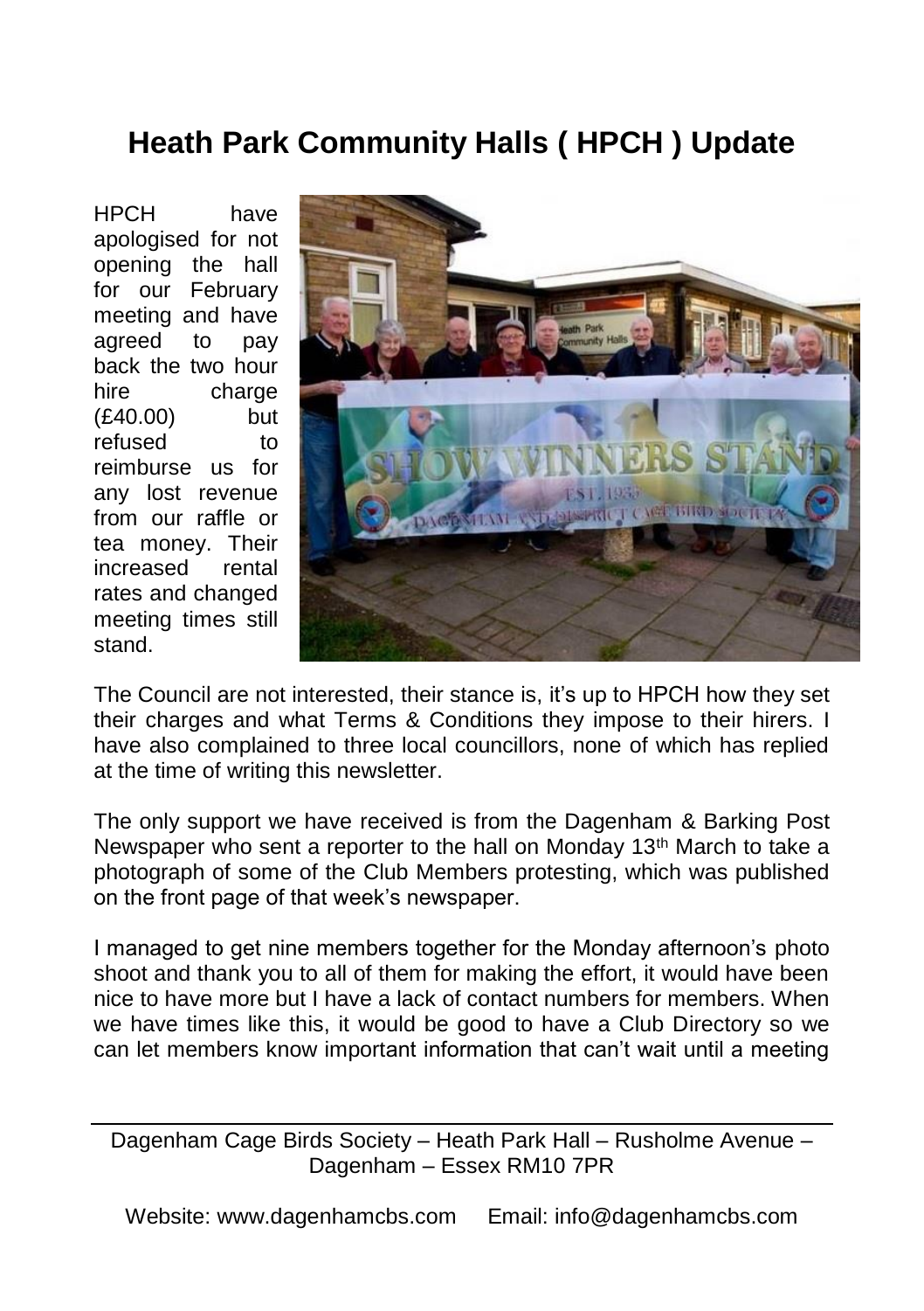# Heath Park Community Halls ( HPCH ) Update

HPCH have apologised for not opening the hall for our February meeting and have agreed to pay back the two hour hire charge (£40.00) but refused to reimburse us for any lost revenue from our raffle or tea money. Their increased rental rates and changed meeting times still stand.

The Council are not interested, their stance is, it's up to HPCH how they set their charges and what Terms & Conditions they impose to their hirers. I have also complained to three local councillors, none of which has replied at the time of writing this newsletter.

The only support we have received is from the Dagenham & Barking Post Newspaper who sent a reporter to the hall on Monday 13th March to take a photograph of some of the Club Members protesting, which was published on the front page of that week's newspaper.

I managed to get nine members together for the Monday afternoon's photo shoot and thank you to all of them for making the effort, it would have been nice to have more but I have a lack of contact numbers for members. When we have times like this, it would be good to have a Club Directory so we can let members know important information that can't wait until a meeting

Dagenham Cage Birds Society – Heath Park Hall – Rusholme Avenue – Dagenham – Essex RM10 7PR

Website: www.dagenhamcbs.com Email: info@dagenhamcbs.com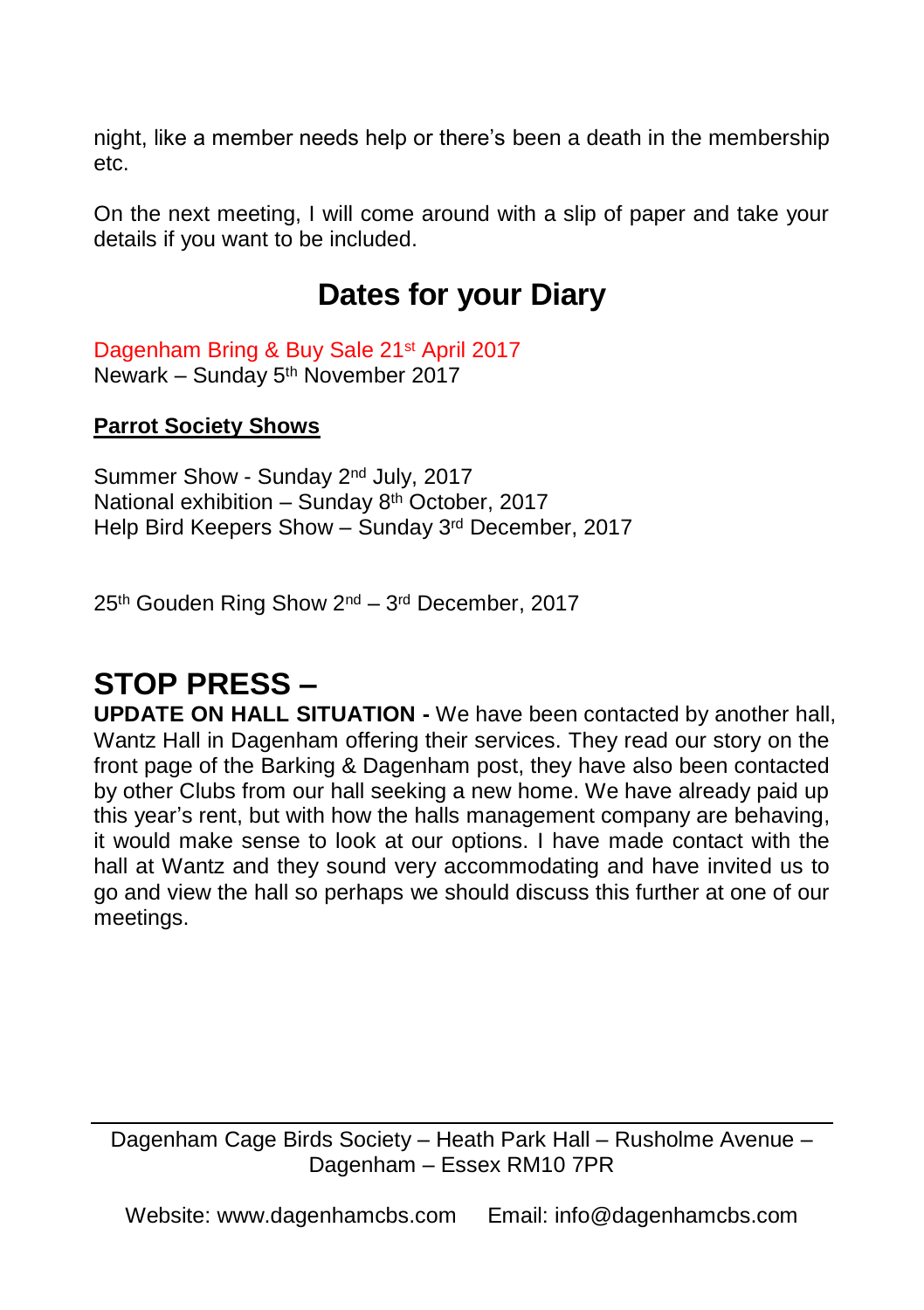night, like a member needs help or there's been a death in the membership etc.

On the next meeting, I will come around with a slip of paper and take your details if you want to be included.

## Dates for your Diary

Dagenham Bring & Buy Sale 21st April 2017
Newark – Sunday 5th November 2017

**Parrot Society Shows**

Summer Show - Sunday 2nd July, 2017
National exhibition – Sunday 8th October, 2017
Help Bird Keepers Show – Sunday 3rd December, 2017

25th Gouden Ring Show 2nd – 3rd December, 2017

# STOP PRESS –

**UPDATE ON HALL SITUATION -** We have been contacted by another hall, Wantz Hall in Dagenham offering their services. They read our story on the front page of the Barking & Dagenham post, they have also been contacted by other Clubs from our hall seeking a new home. We have already paid up this year's rent, but with how the halls management company are behaving, it would make sense to look at our options. I have made contact with the hall at Wantz and they sound very accommodating and have invited us to go and view the hall so perhaps we should discuss this further at one of our meetings.

Dagenham Cage Birds Society – Heath Park Hall – Rusholme Avenue – Dagenham – Essex RM10 7PR

Website: www.dagenhamcbs.com Email: info@dagenhamcbs.com